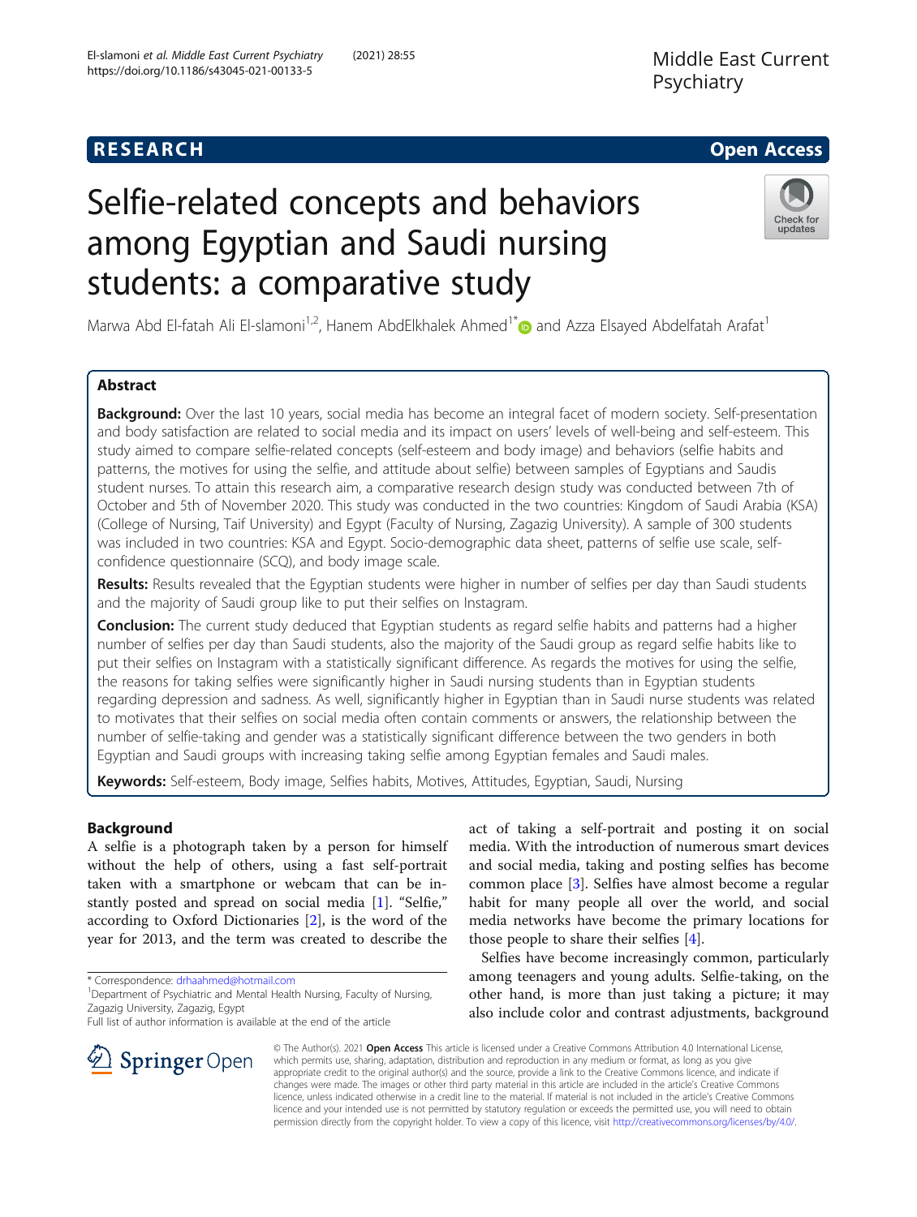RESEARCH

Open Access

# Selfie-related concepts and behaviors among Egyptian and Saudi nursing students: a comparative study

Marwa Abd El-fatah Ali El-slamoni[1,2], Hanem AbdElkhalek Ahmed[1*] and Azza Elsayed Abdelfatah Arafat[1]

## Abstract

**Background:** Over the last 10 years, social media has become an integral facet of modern society. Self-presentation and body satisfaction are related to social media and its impact on users' levels of well-being and self-esteem. This study aimed to compare selfie-related concepts (self-esteem and body image) and behaviors (selfie habits and patterns, the motives for using the selfie, and attitude about selfie) between samples of Egyptians and Saudis student nurses. To attain this research aim, a comparative research design study was conducted between 7th of October and 5th of November 2020. This study was conducted in the two countries: Kingdom of Saudi Arabia (KSA) (College of Nursing, Taif University) and Egypt (Faculty of Nursing, Zagazig University). A sample of 300 students was included in two countries: KSA and Egypt. Socio-demographic data sheet, patterns of selfie use scale, self-confidence questionnaire (SCQ), and body image scale.

**Results:** Results revealed that the Egyptian students were higher in number of selfies per day than Saudi students and the majority of Saudi group like to put their selfies on Instagram.

**Conclusion:** The current study deduced that Egyptian students as regard selfie habits and patterns had a higher number of selfies per day than Saudi students, also the majority of the Saudi group as regard selfie habits like to put their selfies on Instagram with a statistically significant difference. As regards the motives for using the selfie, the reasons for taking selfies were significantly higher in Saudi nursing students than in Egyptian students regarding depression and sadness. As well, significantly higher in Egyptian than in Saudi nurse students was related to motivates that their selfies on social media often contain comments or answers, the relationship between the number of selfie-taking and gender was a statistically significant difference between the two genders in both Egyptian and Saudi groups with increasing taking selfie among Egyptian females and Saudi males.

**Keywords:** Self-esteem, Body image, Selfies habits, Motives, Attitudes, Egyptian, Saudi, Nursing

## Background

A selfie is a photograph taken by a person for himself without the help of others, using a fast self-portrait taken with a smartphone or webcam that can be instantly posted and spread on social media [1]. "Selfie," according to Oxford Dictionaries [2], is the word of the year for 2013, and the term was created to describe the act of taking a self-portrait and posting it on social media. With the introduction of numerous smart devices and social media, taking and posting selfies has become common place [3]. Selfies have almost become a regular habit for many people all over the world, and social media networks have become the primary locations for those people to share their selfies [4].

Selfies have become increasingly common, particularly among teenagers and young adults. Selfie-taking, on the other hand, is more than just taking a picture; it may also include color and contrast adjustments, background

* Correspondence: drhaahmed@hotmail.com
[1]Department of Psychiatric and Mental Health Nursing, Faculty of Nursing, Zagazig University, Zagazig, Egypt
Full list of author information is available at the end of the article

© The Author(s). 2021 **Open Access** This article is licensed under a Creative Commons Attribution 4.0 International License, which permits use, sharing, adaptation, distribution and reproduction in any medium or format, as long as you give appropriate credit to the original author(s) and the source, provide a link to the Creative Commons licence, and indicate if changes were made. The images or other third party material in this article are included in the article's Creative Commons licence, unless indicated otherwise in a credit line to the material. If material is not included in the article's Creative Commons licence and your intended use is not permitted by statutory regulation or exceeds the permitted use, you will need to obtain permission directly from the copyright holder. To view a copy of this licence, visit http://creativecommons.org/licenses/by/4.0/.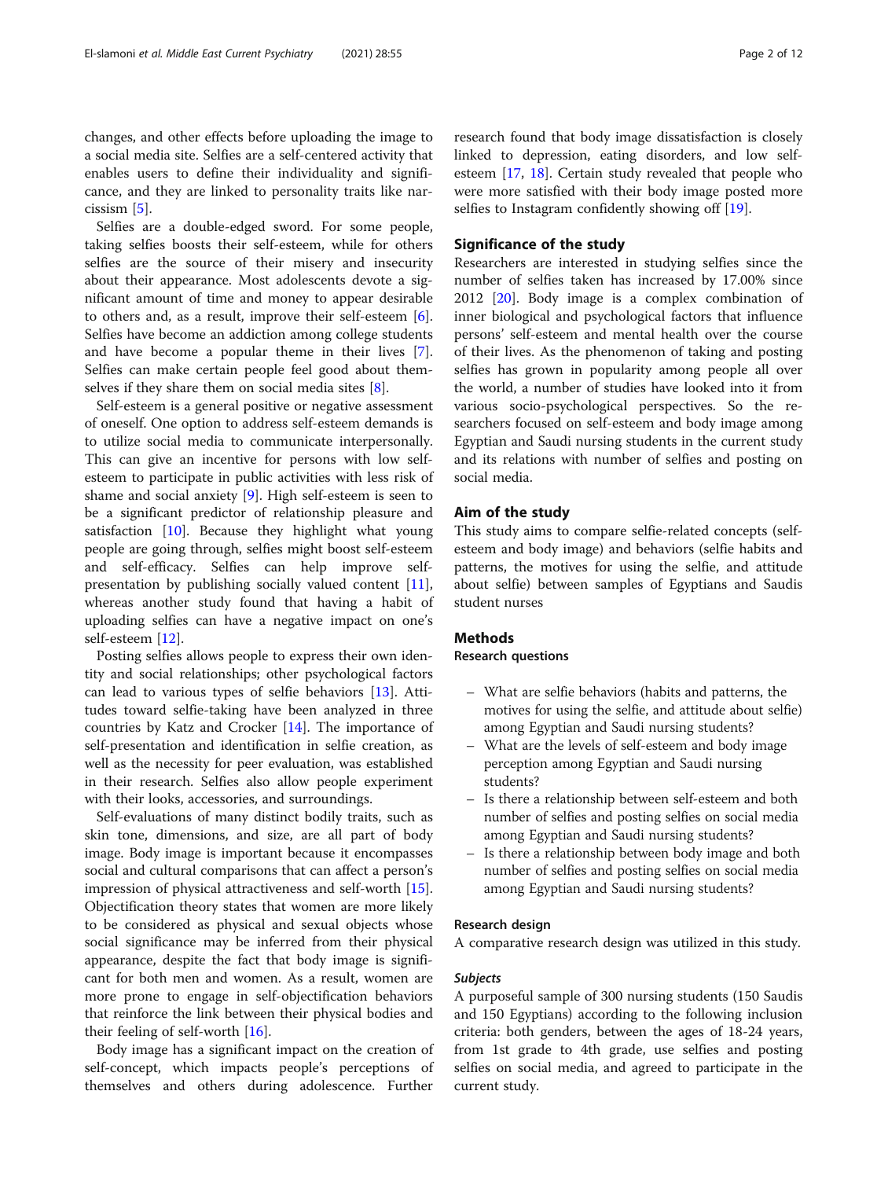changes, and other effects before uploading the image to a social media site. Selfies are a self-centered activity that enables users to define their individuality and significance, and they are linked to personality traits like narcissism [5].

Selfies are a double-edged sword. For some people, taking selfies boosts their self-esteem, while for others selfies are the source of their misery and insecurity about their appearance. Most adolescents devote a significant amount of time and money to appear desirable to others and, as a result, improve their self-esteem [6]. Selfies have become an addiction among college students and have become a popular theme in their lives [7]. Selfies can make certain people feel good about themselves if they share them on social media sites [8].

Self-esteem is a general positive or negative assessment of oneself. One option to address self-esteem demands is to utilize social media to communicate interpersonally. This can give an incentive for persons with low self-esteem to participate in public activities with less risk of shame and social anxiety [9]. High self-esteem is seen to be a significant predictor of relationship pleasure and satisfaction [10]. Because they highlight what young people are going through, selfies might boost self-esteem and self-efficacy. Selfies can help improve self-presentation by publishing socially valued content [11], whereas another study found that having a habit of uploading selfies can have a negative impact on one's self-esteem [12].

Posting selfies allows people to express their own identity and social relationships; other psychological factors can lead to various types of selfie behaviors [13]. Attitudes toward selfie-taking have been analyzed in three countries by Katz and Crocker [14]. The importance of self-presentation and identification in selfie creation, as well as the necessity for peer evaluation, was established in their research. Selfies also allow people experiment with their looks, accessories, and surroundings.

Self-evaluations of many distinct bodily traits, such as skin tone, dimensions, and size, are all part of body image. Body image is important because it encompasses social and cultural comparisons that can affect a person's impression of physical attractiveness and self-worth [15]. Objectification theory states that women are more likely to be considered as physical and sexual objects whose social significance may be inferred from their physical appearance, despite the fact that body image is significant for both men and women. As a result, women are more prone to engage in self-objectification behaviors that reinforce the link between their physical bodies and their feeling of self-worth [16].

Body image has a significant impact on the creation of self-concept, which impacts people's perceptions of themselves and others during adolescence. Further research found that body image dissatisfaction is closely linked to depression, eating disorders, and low self-esteem [17, 18]. Certain study revealed that people who were more satisfied with their body image posted more selfies to Instagram confidently showing off [19].

## Significance of the study

Researchers are interested in studying selfies since the number of selfies taken has increased by 17.00% since 2012 [20]. Body image is a complex combination of inner biological and psychological factors that influence persons' self-esteem and mental health over the course of their lives. As the phenomenon of taking and posting selfies has grown in popularity among people all over the world, a number of studies have looked into it from various socio-psychological perspectives. So the researchers focused on self-esteem and body image among Egyptian and Saudi nursing students in the current study and its relations with number of selfies and posting on social media.

## Aim of the study

This study aims to compare selfie-related concepts (self-esteem and body image) and behaviors (selfie habits and patterns, the motives for using the selfie, and attitude about selfie) between samples of Egyptians and Saudis student nurses

## Methods

### Research questions

- What are selfie behaviors (habits and patterns, the motives for using the selfie, and attitude about selfie) among Egyptian and Saudi nursing students?
- What are the levels of self-esteem and body image perception among Egyptian and Saudi nursing students?
- Is there a relationship between self-esteem and both number of selfies and posting selfies on social media among Egyptian and Saudi nursing students?
- Is there a relationship between body image and both number of selfies and posting selfies on social media among Egyptian and Saudi nursing students?

### Research design

A comparative research design was utilized in this study.

#### *Subjects*

A purposeful sample of 300 nursing students (150 Saudis and 150 Egyptians) according to the following inclusion criteria: both genders, between the ages of 18-24 years, from 1st grade to 4th grade, use selfies and posting selfies on social media, and agreed to participate in the current study.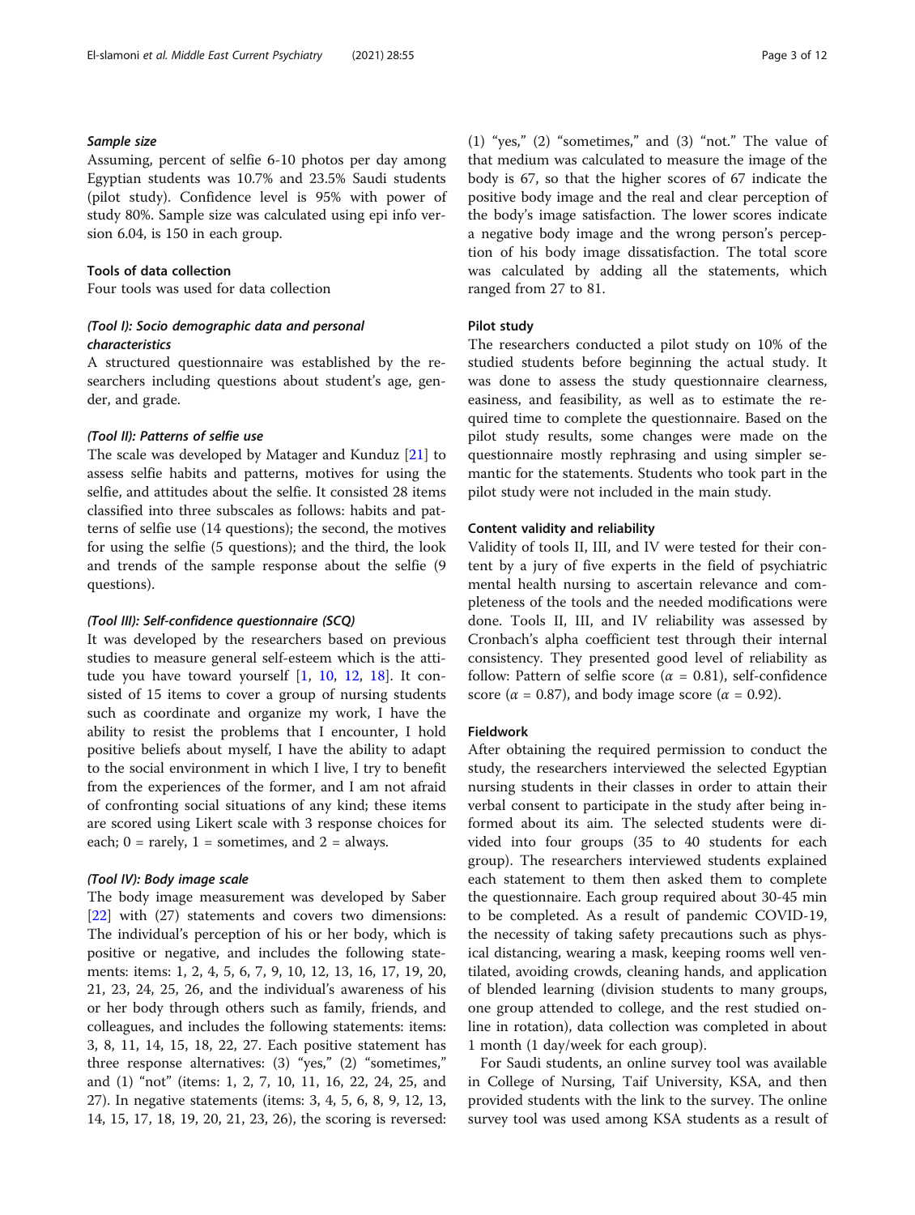### Sample size

Assuming, percent of selfie 6-10 photos per day among Egyptian students was 10.7% and 23.5% Saudi students (pilot study). Confidence level is 95% with power of study 80%. Sample size was calculated using epi info version 6.04, is 150 in each group.

### Tools of data collection

Four tools was used for data collection

#### *(Tool I): Socio demographic data and personal characteristics*

A structured questionnaire was established by the researchers including questions about student's age, gender, and grade.

#### *(Tool II): Patterns of selfie use*

The scale was developed by Matager and Kunduz [21] to assess selfie habits and patterns, motives for using the selfie, and attitudes about the selfie. It consisted 28 items classified into three subscales as follows: habits and patterns of selfie use (14 questions); the second, the motives for using the selfie (5 questions); and the third, the look and trends of the sample response about the selfie (9 questions).

#### *(Tool III): Self-confidence questionnaire (SCQ)*

It was developed by the researchers based on previous studies to measure general self-esteem which is the attitude you have toward yourself [1, 10, 12, 18]. It consisted of 15 items to cover a group of nursing students such as coordinate and organize my work, I have the ability to resist the problems that I encounter, I hold positive beliefs about myself, I have the ability to adapt to the social environment in which I live, I try to benefit from the experiences of the former, and I am not afraid of confronting social situations of any kind; these items are scored using Likert scale with 3 response choices for each; 0 = rarely, 1 = sometimes, and 2 = always.

#### *(Tool IV): Body image scale*

The body image measurement was developed by Saber [22] with (27) statements and covers two dimensions: The individual's perception of his or her body, which is positive or negative, and includes the following statements: items: 1, 2, 4, 5, 6, 7, 9, 10, 12, 13, 16, 17, 19, 20, 21, 23, 24, 25, 26, and the individual's awareness of his or her body through others such as family, friends, and colleagues, and includes the following statements: items: 3, 8, 11, 14, 15, 18, 22, 27. Each positive statement has three response alternatives: (3) "yes," (2) "sometimes," and (1) "not" (items: 1, 2, 7, 10, 11, 16, 22, 24, 25, and 27). In negative statements (items: 3, 4, 5, 6, 8, 9, 12, 13, 14, 15, 17, 18, 19, 20, 21, 23, 26), the scoring is reversed: (1) "yes," (2) "sometimes," and (3) "not." The value of that medium was calculated to measure the image of the body is 67, so that the higher scores of 67 indicate the positive body image and the real and clear perception of the body's image satisfaction. The lower scores indicate a negative body image and the wrong person's perception of his body image dissatisfaction. The total score was calculated by adding all the statements, which ranged from 27 to 81.

### Pilot study

The researchers conducted a pilot study on 10% of the studied students before beginning the actual study. It was done to assess the study questionnaire clearness, easiness, and feasibility, as well as to estimate the required time to complete the questionnaire. Based on the pilot study results, some changes were made on the questionnaire mostly rephrasing and using simpler semantic for the statements. Students who took part in the pilot study were not included in the main study.

### Content validity and reliability

Validity of tools II, III, and IV were tested for their content by a jury of five experts in the field of psychiatric mental health nursing to ascertain relevance and completeness of the tools and the needed modifications were done. Tools II, III, and IV reliability was assessed by Cronbach's alpha coefficient test through their internal consistency. They presented good level of reliability as follow: Pattern of selfie score ($\alpha$ = 0.81), self-confidence score ($\alpha$ = 0.87), and body image score ($\alpha$ = 0.92).

### Fieldwork

After obtaining the required permission to conduct the study, the researchers interviewed the selected Egyptian nursing students in their classes in order to attain their verbal consent to participate in the study after being informed about its aim. The selected students were divided into four groups (35 to 40 students for each group). The researchers interviewed students explained each statement to them then asked them to complete the questionnaire. Each group required about 30-45 min to be completed. As a result of pandemic COVID-19, the necessity of taking safety precautions such as physical distancing, wearing a mask, keeping rooms well ventilated, avoiding crowds, cleaning hands, and application of blended learning (division students to many groups, one group attended to college, and the rest studied online in rotation), data collection was completed in about 1 month (1 day/week for each group).

For Saudi students, an online survey tool was available in College of Nursing, Taif University, KSA, and then provided students with the link to the survey. The online survey tool was used among KSA students as a result of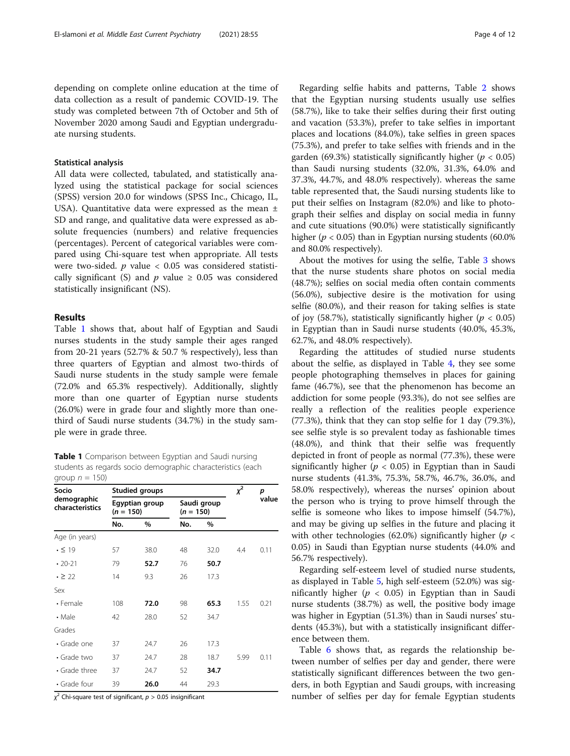depending on complete online education at the time of data collection as a result of pandemic COVID-19. The study was completed between 7th of October and 5th of November 2020 among Saudi and Egyptian undergraduate nursing students.

### Statistical analysis

All data were collected, tabulated, and statistically analyzed using the statistical package for social sciences (SPSS) version 20.0 for windows (SPSS Inc., Chicago, IL, USA). Quantitative data were expressed as the mean ± SD and range, and qualitative data were expressed as absolute frequencies (numbers) and relative frequencies (percentages). Percent of categorical variables were compared using Chi-square test when appropriate. All tests were two-sided. $p$ value < 0.05 was considered statistically significant (S) and $p$ value ≥ 0.05 was considered statistically insignificant (NS).

## Results

Table 1 shows that, about half of Egyptian and Saudi nurses students in the study sample their ages ranged from 20-21 years (52.7% & 50.7 % respectively), less than three quarters of Egyptian and almost two-thirds of Saudi nurse students in the study sample were female (72.0% and 65.3% respectively). Additionally, slightly more than one quarter of Egyptian nurse students (26.0%) were in grade four and slightly more than one-third of Saudi nurse students (34.7%) in the study sample were in grade three.

**Table 1** Comparison between Egyptian and Saudi nursing students as regards socio demographic characteristics (each group $n$ = 150)

| Socio demographic characteristics | Studied groups | | | | $\chi^2$ | p value |
|---|---|---|---|---|---|---|
| | Egyptian group ($n$ = 150) | | Saudi group ($n$ = 150) | | | |
| | No. | % | No. | % | | |
| Age (in years) | | | | | | |
| • ≤ 19 | 57 | 38.0 | 48 | 32.0 | 4.4 | 0.11 |
| • 20-21 | 79 | **52.7** | 76 | **50.7** | | |
| • ≥ 22 | 14 | 9.3 | 26 | 17.3 | | |
| Sex | | | | | | |
| • Female | 108 | **72.0** | 98 | **65.3** | 1.55 | 0.21 |
| • Male | 42 | 28.0 | 52 | 34.7 | | |
| Grades | | | | | | |
| • Grade one | 37 | 24.7 | 26 | 17.3 | | |
| • Grade two | 37 | 24.7 | 28 | 18.7 | 5.99 | 0.11 |
| • Grade three | 37 | 24.7 | 52 | **34.7** | | |
| • Grade four | 39 | **26.0** | 44 | 29.3 | | |

$\chi^2$ Chi-square test of significant, $p$ > 0.05 insignificant

Regarding selfie habits and patterns, Table 2 shows that the Egyptian nursing students usually use selfies (58.7%), like to take their selfies during their first outing and vacation (53.3%), prefer to take selfies in important places and locations (84.0%), take selfies in green spaces (75.3%), and prefer to take selfies with friends and in the garden (69.3%) statistically significantly higher ($p$ < 0.05) than Saudi nursing students (32.0%, 31.3%, 64.0% and 37.3%, 44.7%, and 48.0% respectively). whereas the same table represented that, the Saudi nursing students like to put their selfies on Instagram (82.0%) and like to photograph their selfies and display on social media in funny and cute situations (90.0%) were statistically significantly higher ($p$ < 0.05) than in Egyptian nursing students (60.0% and 80.0% respectively).

About the motives for using the selfie, Table 3 shows that the nurse students share photos on social media (48.7%); selfies on social media often contain comments (56.0%), subjective desire is the motivation for using selfie (80.0%), and their reason for taking selfies is state of joy (58.7%), statistically significantly higher ($p$ < 0.05) in Egyptian than in Saudi nurse students (40.0%, 45.3%, 62.7%, and 48.0% respectively).

Regarding the attitudes of studied nurse students about the selfie, as displayed in Table 4, they see some people photographing themselves in places for gaining fame (46.7%), see that the phenomenon has become an addiction for some people (93.3%), do not see selfies are really a reflection of the realities people experience (77.3%), think that they can stop selfie for 1 day (79.3%), see selfie style is so prevalent today as fashionable times (48.0%), and think that their selfie was frequently depicted in front of people as normal (77.3%), these were significantly higher ($p$ < 0.05) in Egyptian than in Saudi nurse students (41.3%, 75.3%, 58.7%, 46.7%, 36.0%, and 58.0% respectively), whereas the nurses' opinion about the person who is trying to prove himself through the selfie is someone who likes to impose himself (54.7%), and may be giving up selfies in the future and placing it with other technologies (62.0%) significantly higher ($p$ < 0.05) in Saudi than Egyptian nurse students (44.0% and 56.7% respectively).

Regarding self-esteem level of studied nurse students, as displayed in Table 5, high self-esteem (52.0%) was significantly higher ($p$ < 0.05) in Egyptian than in Saudi nurse students (38.7%) as well, the positive body image was higher in Egyptian (51.3%) than in Saudi nurses' students (45.3%), but with a statistically insignificant difference between them.

Table 6 shows that, as regards the relationship between number of selfies per day and gender, there were statistically significant differences between the two genders, in both Egyptian and Saudi groups, with increasing number of selfies per day for female Egyptian students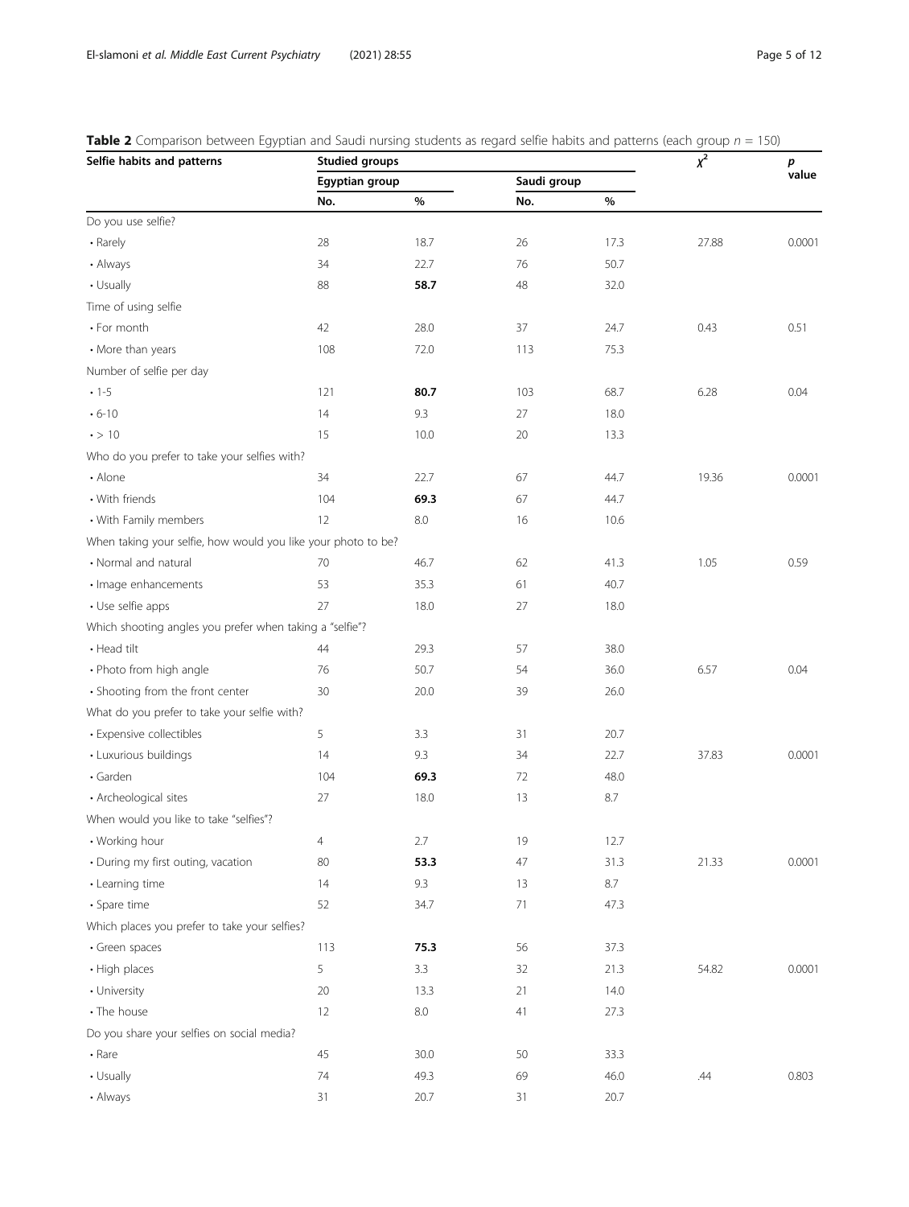**Table 2** Comparison between Egyptian and Saudi nursing students as regard selfie habits and patterns (each group $n$ = 150)

| Selfie habits and patterns | Studied groups | | | | $\chi^2$ | p value |
|---|---|---|---|---|---|---|
| | Egyptian group | | Saudi group | | | |
| | No. | % | No. | % | | |
| Do you use selfie? | | | | | | |
| • Rarely | 28 | 18.7 | 26 | 17.3 | 27.88 | 0.0001 |
| • Always | 34 | 22.7 | 76 | 50.7 | | |
| • Usually | 88 | **58.7** | 48 | 32.0 | | |
| Time of using selfie | | | | | | |
| • For month | 42 | 28.0 | 37 | 24.7 | 0.43 | 0.51 |
| • More than years | 108 | 72.0 | 113 | 75.3 | | |
| Number of selfie per day | | | | | | |
| • 1-5 | 121 | **80.7** | 103 | 68.7 | 6.28 | 0.04 |
| • 6-10 | 14 | 9.3 | 27 | 18.0 | | |
| • > 10 | 15 | 10.0 | 20 | 13.3 | | |
| Who do you prefer to take your selfies with? | | | | | | |
| • Alone | 34 | 22.7 | 67 | 44.7 | 19.36 | 0.0001 |
| • With friends | 104 | **69.3** | 67 | 44.7 | | |
| • With Family members | 12 | 8.0 | 16 | 10.6 | | |
| When taking your selfie, how would you like your photo to be? | | | | | | |
| • Normal and natural | 70 | 46.7 | 62 | 41.3 | 1.05 | 0.59 |
| • Image enhancements | 53 | 35.3 | 61 | 40.7 | | |
| • Use selfie apps | 27 | 18.0 | 27 | 18.0 | | |
| Which shooting angles you prefer when taking a "selfie"? | | | | | | |
| • Head tilt | 44 | 29.3 | 57 | 38.0 | | |
| • Photo from high angle | 76 | 50.7 | 54 | 36.0 | 6.57 | 0.04 |
| • Shooting from the front center | 30 | 20.0 | 39 | 26.0 | | |
| What do you prefer to take your selfie with? | | | | | | |
| • Expensive collectibles | 5 | 3.3 | 31 | 20.7 | | |
| • Luxurious buildings | 14 | 9.3 | 34 | 22.7 | 37.83 | 0.0001 |
| • Garden | 104 | **69.3** | 72 | 48.0 | | |
| • Archeological sites | 27 | 18.0 | 13 | 8.7 | | |
| When would you like to take "selfies"? | | | | | | |
| • Working hour | 4 | 2.7 | 19 | 12.7 | | |
| • During my first outing, vacation | 80 | **53.3** | 47 | 31.3 | 21.33 | 0.0001 |
| • Learning time | 14 | 9.3 | 13 | 8.7 | | |
| • Spare time | 52 | 34.7 | 71 | 47.3 | | |
| Which places you prefer to take your selfies? | | | | | | |
| • Green spaces | 113 | **75.3** | 56 | 37.3 | | |
| • High places | 5 | 3.3 | 32 | 21.3 | 54.82 | 0.0001 |
| • University | 20 | 13.3 | 21 | 14.0 | | |
| • The house | 12 | 8.0 | 41 | 27.3 | | |
| Do you share your selfies on social media? | | | | | | |
| • Rare | 45 | 30.0 | 50 | 33.3 | | |
| • Usually | 74 | 49.3 | 69 | 46.0 | .44 | 0.803 |
| • Always | 31 | 20.7 | 31 | 20.7 | | |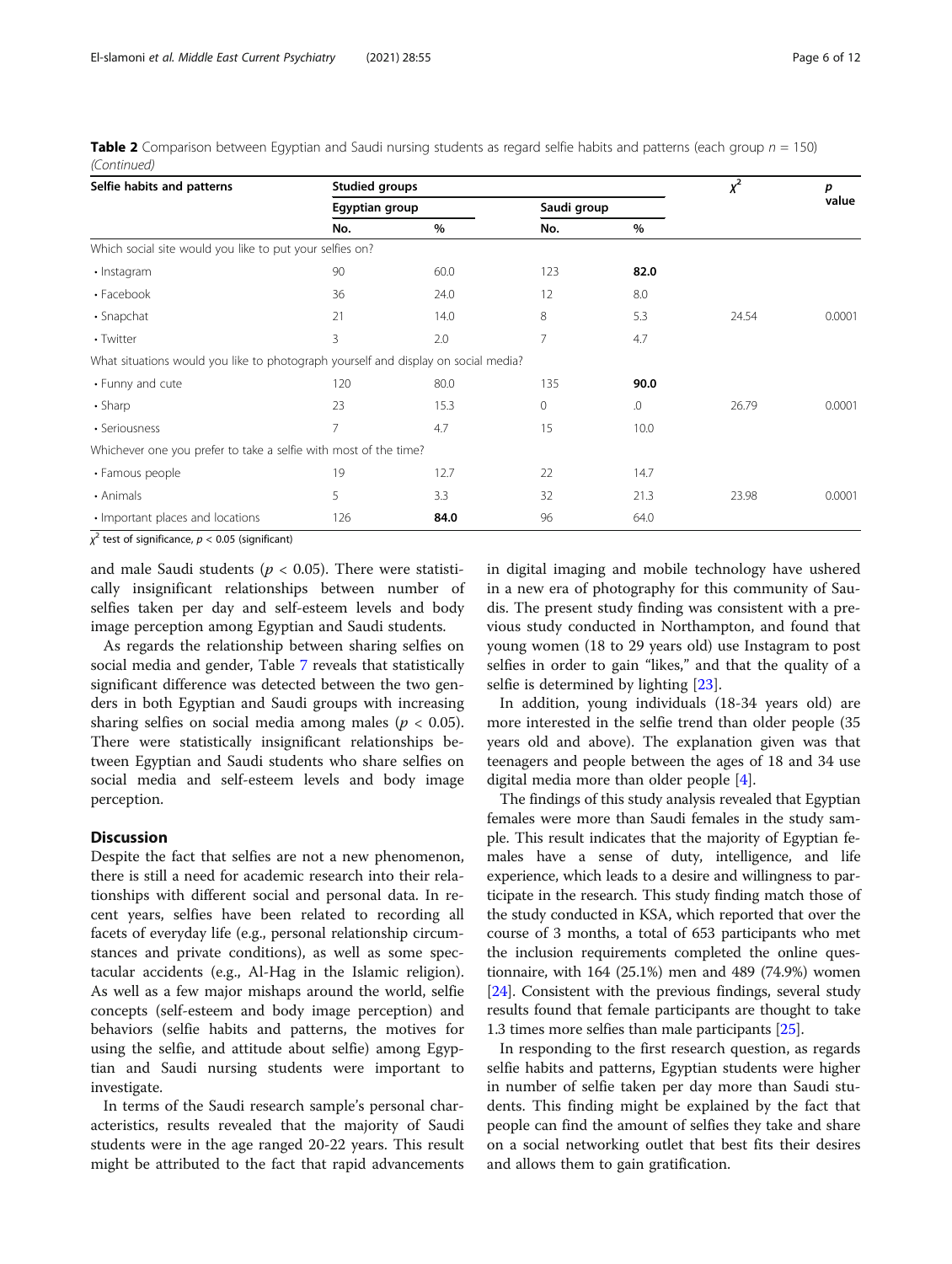**Table 2** Comparison between Egyptian and Saudi nursing students as regard selfie habits and patterns (each group $n$ = 150) *(Continued)*

| Selfie habits and patterns | Studied groups | | | | $\chi^2$ | p value |
|---|---|---|---|---|---|---|
| | Egyptian group | | Saudi group | | | |
| | No. | % | No. | % | | |
| Which social site would you like to put your selfies on? | | | | | | |
| • Instagram | 90 | 60.0 | 123 | **82.0** | | |
| • Facebook | 36 | 24.0 | 12 | 8.0 | | |
| • Snapchat | 21 | 14.0 | 8 | 5.3 | 24.54 | 0.0001 |
| • Twitter | 3 | 2.0 | 7 | 4.7 | | |
| What situations would you like to photograph yourself and display on social media? | | | | | | |
| • Funny and cute | 120 | 80.0 | 135 | **90.0** | | |
| • Sharp | 23 | 15.3 | 0 | .0 | 26.79 | 0.0001 |
| • Seriousness | 7 | 4.7 | 15 | 10.0 | | |
| Whichever one you prefer to take a selfie with most of the time? | | | | | | |
| • Famous people | 19 | 12.7 | 22 | 14.7 | | |
| • Animals | 5 | 3.3 | 32 | 21.3 | 23.98 | 0.0001 |
| • Important places and locations | 126 | **84.0** | 96 | 64.0 | | |

$\chi^2$ test of significance, $p < 0.05$ (significant)

and male Saudi students ($p < 0.05$). There were statistically insignificant relationships between number of selfies taken per day and self-esteem levels and body image perception among Egyptian and Saudi students.

As regards the relationship between sharing selfies on social media and gender, Table 7 reveals that statistically significant difference was detected between the two genders in both Egyptian and Saudi groups with increasing sharing selfies on social media among males ($p < 0.05$). There were statistically insignificant relationships between Egyptian and Saudi students who share selfies on social media and self-esteem levels and body image perception.

## Discussion

Despite the fact that selfies are not a new phenomenon, there is still a need for academic research into their relationships with different social and personal data. In recent years, selfies have been related to recording all facets of everyday life (e.g., personal relationship circumstances and private conditions), as well as some spectacular accidents (e.g., Al-Hag in the Islamic religion). As well as a few major mishaps around the world, selfie concepts (self-esteem and body image perception) and behaviors (selfie habits and patterns, the motives for using the selfie, and attitude about selfie) among Egyptian and Saudi nursing students were important to investigate.

In terms of the Saudi research sample's personal characteristics, results revealed that the majority of Saudi students were in the age ranged 20-22 years. This result might be attributed to the fact that rapid advancements in digital imaging and mobile technology have ushered in a new era of photography for this community of Saudis. The present study finding was consistent with a previous study conducted in Northampton, and found that young women (18 to 29 years old) use Instagram to post selfies in order to gain "likes," and that the quality of a selfie is determined by lighting [23].

In addition, young individuals (18-34 years old) are more interested in the selfie trend than older people (35 years old and above). The explanation given was that teenagers and people between the ages of 18 and 34 use digital media more than older people [4].

The findings of this study analysis revealed that Egyptian females were more than Saudi females in the study sample. This result indicates that the majority of Egyptian females have a sense of duty, intelligence, and life experience, which leads to a desire and willingness to participate in the research. This study finding match those of the study conducted in KSA, which reported that over the course of 3 months, a total of 653 participants who met the inclusion requirements completed the online questionnaire, with 164 (25.1%) men and 489 (74.9%) women [24]. Consistent with the previous findings, several study results found that female participants are thought to take 1.3 times more selfies than male participants [25].

In responding to the first research question, as regards selfie habits and patterns, Egyptian students were higher in number of selfie taken per day more than Saudi students. This finding might be explained by the fact that people can find the amount of selfies they take and share on a social networking outlet that best fits their desires and allows them to gain gratification.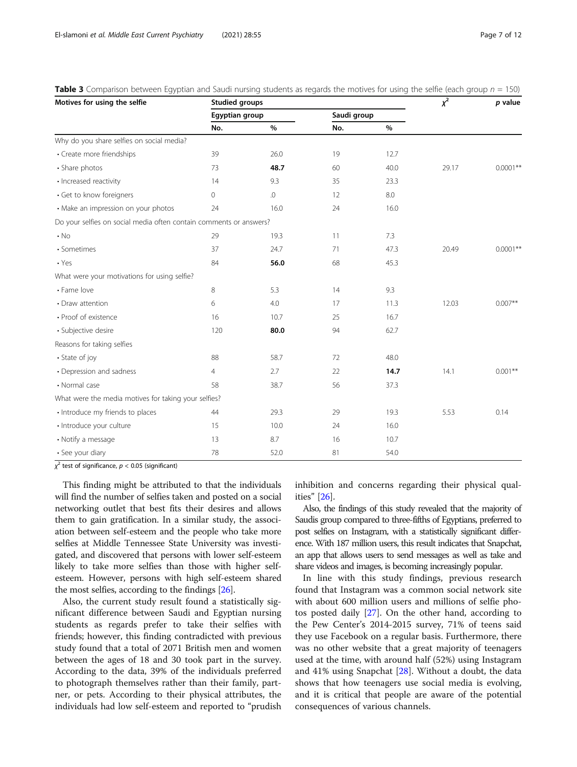**Table 3** Comparison between Egyptian and Saudi nursing students as regards the motives for using the selfie (each group $n$ = 150)

| Motives for using the selfie | Studied groups | | | | $\chi^2$ | $p$ value |
|---|---|---|---|---|---|---|
| | Egyptian group | | Saudi group | | | |
| | No. | % | No. | % | | |
| Why do you share selfies on social media? | | | | | | |
| • Create more friendships | 39 | 26.0 | 19 | 12.7 | | |
| • Share photos | 73 | **48.7** | 60 | 40.0 | 29.17 | 0.0001** |
| • Increased reactivity | 14 | 9.3 | 35 | 23.3 | | |
| • Get to know foreigners | 0 | .0 | 12 | 8.0 | | |
| • Make an impression on your photos | 24 | 16.0 | 24 | 16.0 | | |
| Do your selfies on social media often contain comments or answers? | | | | | | |
| • No | 29 | 19.3 | 11 | 7.3 | | |
| • Sometimes | 37 | 24.7 | 71 | 47.3 | 20.49 | 0.0001** |
| • Yes | 84 | **56.0** | 68 | 45.3 | | |
| What were your motivations for using selfie? | | | | | | |
| • Fame love | 8 | 5.3 | 14 | 9.3 | | |
| • Draw attention | 6 | 4.0 | 17 | 11.3 | 12.03 | 0.007** |
| • Proof of existence | 16 | 10.7 | 25 | 16.7 | | |
| • Subjective desire | 120 | **80.0** | 94 | 62.7 | | |
| Reasons for taking selfies | | | | | | |
| • State of joy | 88 | 58.7 | 72 | 48.0 | | |
| • Depression and sadness | 4 | 2.7 | 22 | **14.7** | 14.1 | 0.001** |
| • Normal case | 58 | 38.7 | 56 | 37.3 | | |
| What were the media motives for taking your selfies? | | | | | | |
| • Introduce my friends to places | 44 | 29.3 | 29 | 19.3 | 5.53 | 0.14 |
| • Introduce your culture | 15 | 10.0 | 24 | 16.0 | | |
| • Notify a message | 13 | 8.7 | 16 | 10.7 | | |
| • See your diary | 78 | 52.0 | 81 | 54.0 | | |

$\chi^2$ test of significance, $p < 0.05$ (significant)

This finding might be attributed to that the individuals will find the number of selfies taken and posted on a social networking outlet that best fits their desires and allows them to gain gratification. In a similar study, the association between self-esteem and the people who take more selfies at Middle Tennessee State University was investigated, and discovered that persons with lower self-esteem likely to take more selfies than those with higher self-esteem. However, persons with high self-esteem shared the most selfies, according to the findings [26].

Also, the current study result found a statistically significant difference between Saudi and Egyptian nursing students as regards prefer to take their selfies with friends; however, this finding contradicted with previous study found that a total of 2071 British men and women between the ages of 18 and 30 took part in the survey. According to the data, 39% of the individuals preferred to photograph themselves rather than their family, partner, or pets. According to their physical attributes, the individuals had low self-esteem and reported to "prudish inhibition and concerns regarding their physical qualities" [26].

Also, the findings of this study revealed that the majority of Saudis group compared to three-fifths of Egyptians, preferred to post selfies on Instagram, with a statistically significant difference. With 187 million users, this result indicates that Snapchat, an app that allows users to send messages as well as take and share videos and images, is becoming increasingly popular.

In line with this study findings, previous research found that Instagram was a common social network site with about 600 million users and millions of selfie photos posted daily [27]. On the other hand, according to the Pew Center's 2014-2015 survey, 71% of teens said they use Facebook on a regular basis. Furthermore, there was no other website that a great majority of teenagers used at the time, with around half (52%) using Instagram and 41% using Snapchat [28]. Without a doubt, the data shows that how teenagers use social media is evolving, and it is critical that people are aware of the potential consequences of various channels.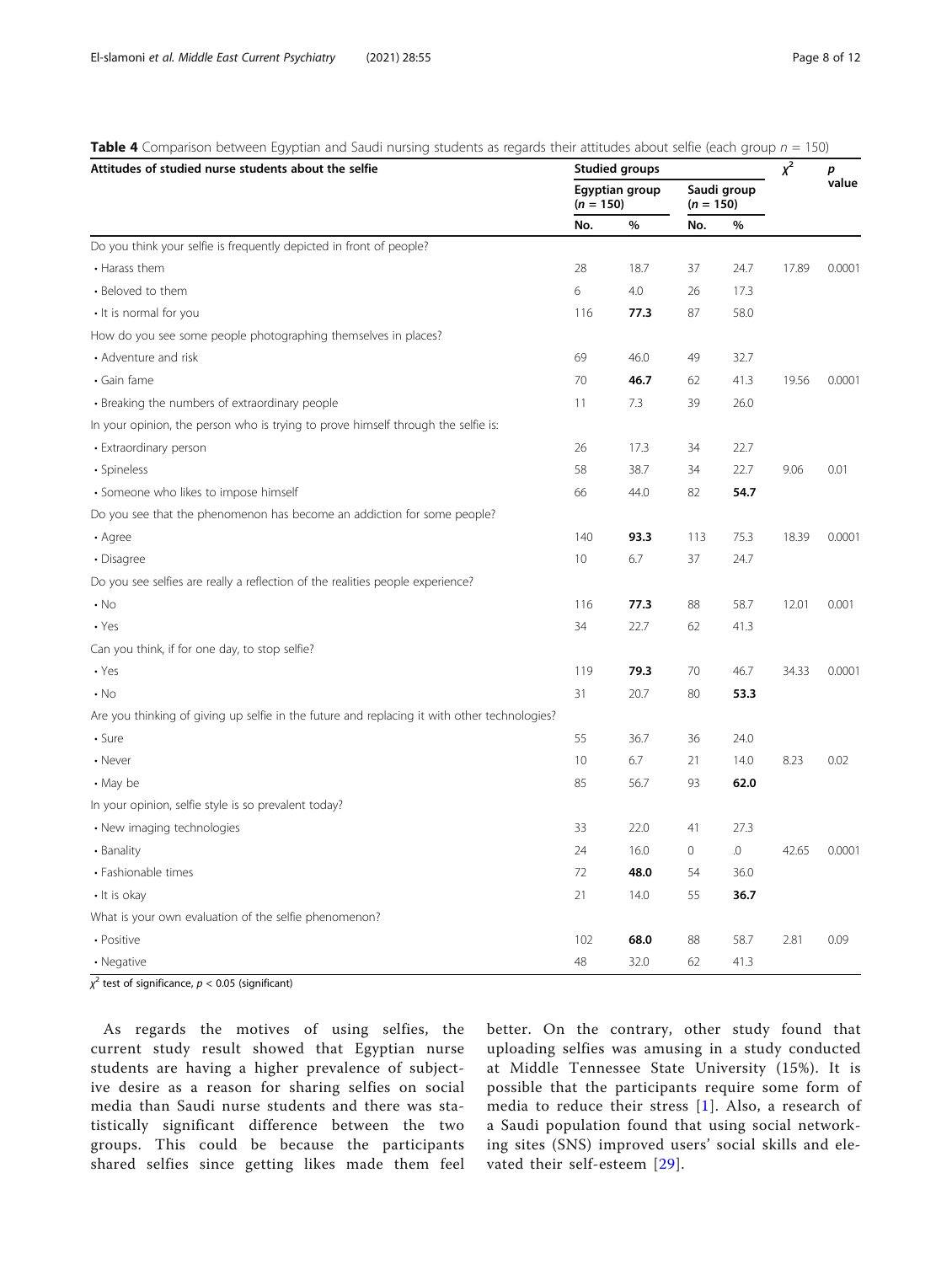**Table 4** Comparison between Egyptian and Saudi nursing students as regards their attitudes about selfie (each group $n$ = 150)

| Attitudes of studied nurse students about the selfie | Studied groups | | | | $\chi^2$ | p value |
|---|---|---|---|---|---|---|
| | Egyptian group ($n$ = 150) | | Saudi group ($n$ = 150) | | | |
| | No. | % | No. | % | | |
| Do you think your selfie is frequently depicted in front of people? | | | | | | |
| • Harass them | 28 | 18.7 | 37 | 24.7 | 17.89 | 0.0001 |
| • Beloved to them | 6 | 4.0 | 26 | 17.3 | | |
| • It is normal for you | 116 | **77.3** | 87 | 58.0 | | |
| How do you see some people photographing themselves in places? | | | | | | |
| • Adventure and risk | 69 | 46.0 | 49 | 32.7 | | |
| • Gain fame | 70 | **46.7** | 62 | 41.3 | 19.56 | 0.0001 |
| • Breaking the numbers of extraordinary people | 11 | 7.3 | 39 | 26.0 | | |
| In your opinion, the person who is trying to prove himself through the selfie is: | | | | | | |
| • Extraordinary person | 26 | 17.3 | 34 | 22.7 | | |
| • Spineless | 58 | 38.7 | 34 | 22.7 | 9.06 | 0.01 |
| • Someone who likes to impose himself | 66 | 44.0 | 82 | **54.7** | | |
| Do you see that the phenomenon has become an addiction for some people? | | | | | | |
| • Agree | 140 | **93.3** | 113 | 75.3 | 18.39 | 0.0001 |
| • Disagree | 10 | 6.7 | 37 | 24.7 | | |
| Do you see selfies are really a reflection of the realities people experience? | | | | | | |
| • No | 116 | **77.3** | 88 | 58.7 | 12.01 | 0.001 |
| • Yes | 34 | 22.7 | 62 | 41.3 | | |
| Can you think, if for one day, to stop selfie? | | | | | | |
| • Yes | 119 | **79.3** | 70 | 46.7 | 34.33 | 0.0001 |
| • No | 31 | 20.7 | 80 | **53.3** | | |
| Are you thinking of giving up selfie in the future and replacing it with other technologies? | | | | | | |
| • Sure | 55 | 36.7 | 36 | 24.0 | | |
| • Never | 10 | 6.7 | 21 | 14.0 | 8.23 | 0.02 |
| • May be | 85 | 56.7 | 93 | **62.0** | | |
| In your opinion, selfie style is so prevalent today? | | | | | | |
| • New imaging technologies | 33 | 22.0 | 41 | 27.3 | | |
| • Banality | 24 | 16.0 | 0 | .0 | 42.65 | 0.0001 |
| • Fashionable times | 72 | **48.0** | 54 | 36.0 | | |
| • It is okay | 21 | 14.0 | 55 | **36.7** | | |
| What is your own evaluation of the selfie phenomenon? | | | | | | |
| • Positive | 102 | **68.0** | 88 | 58.7 | 2.81 | 0.09 |
| • Negative | 48 | 32.0 | 62 | 41.3 | | |

$\chi^2$ test of significance, $p < 0.05$ (significant)

As regards the motives of using selfies, the current study result showed that Egyptian nurse students are having a higher prevalence of subjective desire as a reason for sharing selfies on social media than Saudi nurse students and there was statistically significant difference between the two groups. This could be because the participants shared selfies since getting likes made them feel better. On the contrary, other study found that uploading selfies was amusing in a study conducted at Middle Tennessee State University (15%). It is possible that the participants require some form of media to reduce their stress [1]. Also, a research of a Saudi population found that using social networking sites (SNS) improved users' social skills and elevated their self-esteem [29].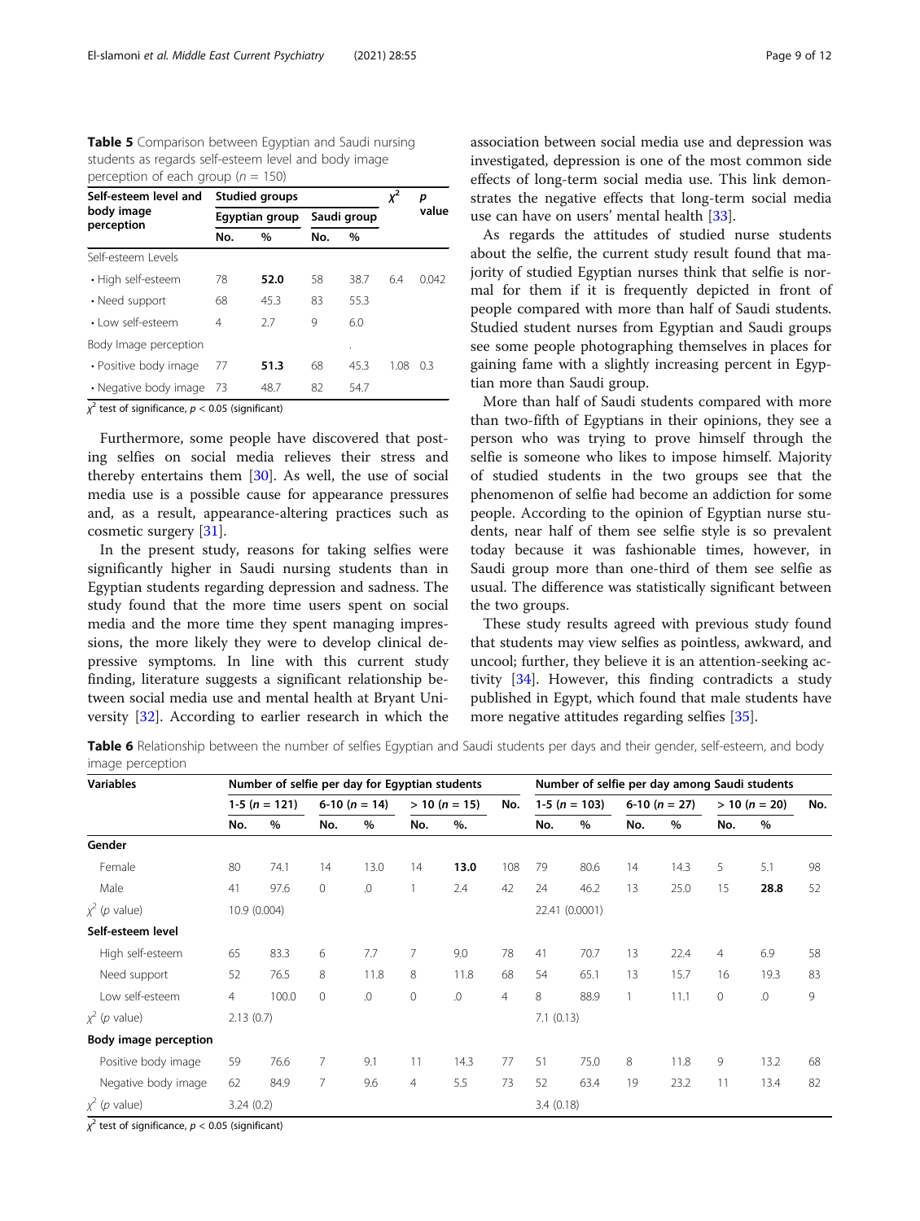**Table 5** Comparison between Egyptian and Saudi nursing students as regards self-esteem level and body image perception of each group ($n$ = 150)

| Self-esteem level and body image perception | Studied groups | | | | $\chi^2$ | p value |
|---|---|---|---|---|---|---|
| | Egyptian group | | Saudi group | | | |
| | No. | % | No. | % | | |
| Self-esteem Levels | | | | | | |
| • High self-esteem | 78 | **52.0** | 58 | 38.7 | 6.4 | 0.042 |
| • Need support | 68 | 45.3 | 83 | 55.3 | | |
| • Low self-esteem | 4 | 2.7 | 9 | 6.0 | | |
| Body Image perception | | | | . | | |
| • Positive body image | 77 | **51.3** | 68 | 45.3 | 1.08 | 0.3 |
| • Negative body image | 73 | 48.7 | 82 | 54.7 | | |

$\chi^2$ test of significance, $p < 0.05$ (significant)

Furthermore, some people have discovered that posting selfies on social media relieves their stress and thereby entertains them [30]. As well, the use of social media use is a possible cause for appearance pressures and, as a result, appearance-altering practices such as cosmetic surgery [31].

In the present study, reasons for taking selfies were significantly higher in Saudi nursing students than in Egyptian students regarding depression and sadness. The study found that the more time users spent on social media and the more time they spent managing impressions, the more likely they were to develop clinical depressive symptoms. In line with this current study finding, literature suggests a significant relationship between social media use and mental health at Bryant University [32]. According to earlier research in which the association between social media use and depression was investigated, depression is one of the most common side effects of long-term social media use. This link demonstrates the negative effects that long-term social media use can have on users' mental health [33].

As regards the attitudes of studied nurse students about the selfie, the current study result found that majority of studied Egyptian nurses think that selfie is normal for them if it is frequently depicted in front of people compared with more than half of Saudi students. Studied student nurses from Egyptian and Saudi groups see some people photographing themselves in places for gaining fame with a slightly increasing percent in Egyptian more than Saudi group.

More than half of Saudi students compared with more than two-fifth of Egyptians in their opinions, they see a person who was trying to prove himself through the selfie is someone who likes to impose himself. Majority of studied students in the two groups see that the phenomenon of selfie had become an addiction for some people. According to the opinion of Egyptian nurse students, near half of them see selfie style is so prevalent today because it was fashionable times, however, in Saudi group more than one-third of them see selfie as usual. The difference was statistically significant between the two groups.

These study results agreed with previous study found that students may view selfies as pointless, awkward, and uncool; further, they believe it is an attention-seeking activity [34]. However, this finding contradicts a study published in Egypt, which found that male students have more negative attitudes regarding selfies [35].

**Table 6** Relationship between the number of selfies Egyptian and Saudi students per days and their gender, self-esteem, and body image perception

| Variables | Number of selfie per day for Egyptian students | | | | | | | Number of selfie per day among Saudi students | | | | | | |
|---|---|---|---|---|---|---|---|---|---|---|---|---|---|---|
| | 1-5 ($n$ = 121) | | 6-10 ($n$ = 14) | | > 10 ($n$ = 15) | | No. | 1-5 ($n$ = 103) | | 6-10 ($n$ = 27) | | > 10 ($n$ = 20) | | No. |
| | No. | % | No. | % | No. | %. | | No. | % | No. | % | No. | % | |
| **Gender** | | | | | | | | | | | | | | |
| Female | 80 | 74.1 | 14 | 13.0 | 14 | **13.0** | 108 | 79 | 80.6 | 14 | 14.3 | 5 | 5.1 | 98 |
| Male | 41 | 97.6 | 0 | .0 | 1 | 2.4 | 42 | 24 | 46.2 | 13 | 25.0 | 15 | **28.8** | 52 |
| $\chi^2$ ($p$ value) | 10.9 (0.004) | | | | | | | 22.41 (0.0001) | | | | | | |
| **Self-esteem level** | | | | | | | | | | | | | | |
| High self-esteem | 65 | 83.3 | 6 | 7.7 | 7 | 9.0 | 78 | 41 | 70.7 | 13 | 22.4 | 4 | 6.9 | 58 |
| Need support | 52 | 76.5 | 8 | 11.8 | 8 | 11.8 | 68 | 54 | 65.1 | 13 | 15.7 | 16 | 19.3 | 83 |
| Low self-esteem | 4 | 100.0 | 0 | .0 | 0 | .0 | 4 | 8 | 88.9 | 1 | 11.1 | 0 | .0 | 9 |
| $\chi^2$ ($p$ value) | 2.13 (0.7) | | | | | | | 7.1 (0.13) | | | | | | |
| **Body image perception** | | | | | | | | | | | | | | |
| Positive body image | 59 | 76.6 | 7 | 9.1 | 11 | 14.3 | 77 | 51 | 75.0 | 8 | 11.8 | 9 | 13.2 | 68 |
| Negative body image | 62 | 84.9 | 7 | 9.6 | 4 | 5.5 | 73 | 52 | 63.4 | 19 | 23.2 | 11 | 13.4 | 82 |
| $\chi^2$ ($p$ value) | 3.24 (0.2) | | | | | | | 3.4 (0.18) | | | | | | |

$\chi^2$ test of significance, $p < 0.05$ (significant)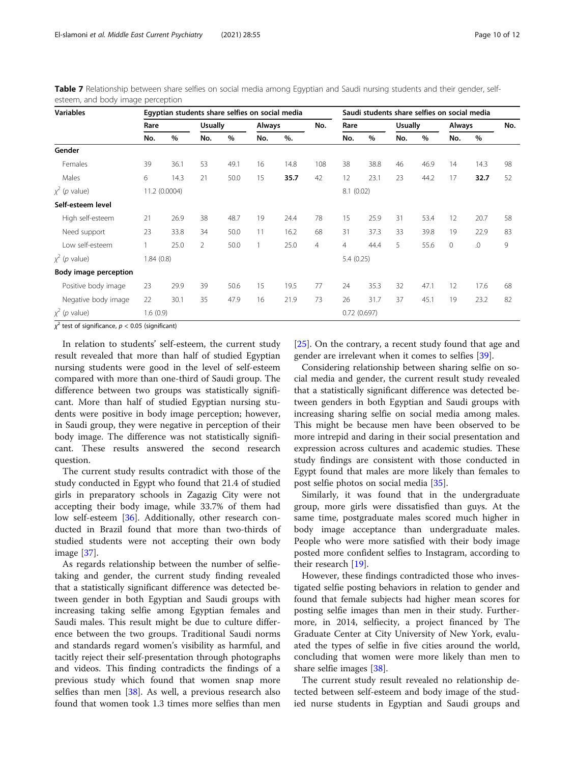**Table 7** Relationship between share selfies on social media among Egyptian and Saudi nursing students and their gender, self-esteem, and body image perception

| Variables | Egyptian students share selfies on social media | | | | | | | Saudi students share selfies on social media | | | | | | |
|---|---|---|---|---|---|---|---|---|---|---|---|---|---|---|
| | Rare | | Usually | | Always | | No. | Rare | | Usually | | Always | | No. |
| | No. | % | No. | % | No. | %. | | No. | % | No. | % | No. | % | |
| **Gender** | | | | | | | | | | | | | | |
| Females | 39 | 36.1 | 53 | 49.1 | 16 | 14.8 | 108 | 38 | 38.8 | 46 | 46.9 | 14 | 14.3 | 98 |
| Males | 6 | 14.3 | 21 | 50.0 | 15 | **35.7** | 42 | 12 | 23.1 | 23 | 44.2 | 17 | **32.7** | 52 |
| $\chi^2$ (*p* value) | 11.2 (0.0004) | | | | | | | 8.1 (0.02) | | | | | | |
| **Self-esteem level** | | | | | | | | | | | | | | |
| High self-esteem | 21 | 26.9 | 38 | 48.7 | 19 | 24.4 | 78 | 15 | 25.9 | 31 | 53.4 | 12 | 20.7 | 58 |
| Need support | 23 | 33.8 | 34 | 50.0 | 11 | 16.2 | 68 | 31 | 37.3 | 33 | 39.8 | 19 | 22.9 | 83 |
| Low self-esteem | 1 | 25.0 | 2 | 50.0 | 1 | 25.0 | 4 | 4 | 44.4 | 5 | 55.6 | 0 | .0 | 9 |
| $\chi^2$ (*p* value) | 1.84 (0.8) | | | | | | | 5.4 (0.25) | | | | | | |
| **Body image perception** | | | | | | | | | | | | | | |
| Positive body image | 23 | 29.9 | 39 | 50.6 | 15 | 19.5 | 77 | 24 | 35.3 | 32 | 47.1 | 12 | 17.6 | 68 |
| Negative body image | 22 | 30.1 | 35 | 47.9 | 16 | 21.9 | 73 | 26 | 31.7 | 37 | 45.1 | 19 | 23.2 | 82 |
| $\chi^2$ (*p* value) | 1.6 (0.9) | | | | | | | 0.72 (0.697) | | | | | | |

$\chi^2$ test of significance, $p < 0.05$ (significant)

In relation to students' self-esteem, the current study result revealed that more than half of studied Egyptian nursing students were good in the level of self-esteem compared with more than one-third of Saudi group. The difference between two groups was statistically significant. More than half of studied Egyptian nursing students were positive in body image perception; however, in Saudi group, they were negative in perception of their body image. The difference was not statistically significant. These results answered the second research question.

The current study results contradict with those of the study conducted in Egypt who found that 21.4 of studied girls in preparatory schools in Zagazig City were not accepting their body image, while 33.7% of them had low self-esteem [36]. Additionally, other research conducted in Brazil found that more than two-thirds of studied students were not accepting their own body image [37].

As regards relationship between the number of selfie-taking and gender, the current study finding revealed that a statistically significant difference was detected between gender in both Egyptian and Saudi groups with increasing taking selfie among Egyptian females and Saudi males. This result might be due to culture difference between the two groups. Traditional Saudi norms and standards regard women's visibility as harmful, and tacitly reject their self-presentation through photographs and videos. This finding contradicts the findings of a previous study which found that women snap more selfies than men [38]. As well, a previous research also found that women took 1.3 times more selfies than men [25]. On the contrary, a recent study found that age and gender are irrelevant when it comes to selfies [39].

Considering relationship between sharing selfie on social media and gender, the current result study revealed that a statistically significant difference was detected between genders in both Egyptian and Saudi groups with increasing sharing selfie on social media among males. This might be because men have been observed to be more intrepid and daring in their social presentation and expression across cultures and academic studies. These study findings are consistent with those conducted in Egypt found that males are more likely than females to post selfie photos on social media [35].

Similarly, it was found that in the undergraduate group, more girls were dissatisfied than guys. At the same time, postgraduate males scored much higher in body image acceptance than undergraduate males. People who were more satisfied with their body image posted more confident selfies to Instagram, according to their research [19].

However, these findings contradicted those who investigated selfie posting behaviors in relation to gender and found that female subjects had higher mean scores for posting selfie images than men in their study. Furthermore, in 2014, selfiecity, a project financed by The Graduate Center at City University of New York, evaluated the types of selfie in five cities around the world, concluding that women were more likely than men to share selfie images [38].

The current study result revealed no relationship detected between self-esteem and body image of the studied nurse students in Egyptian and Saudi groups and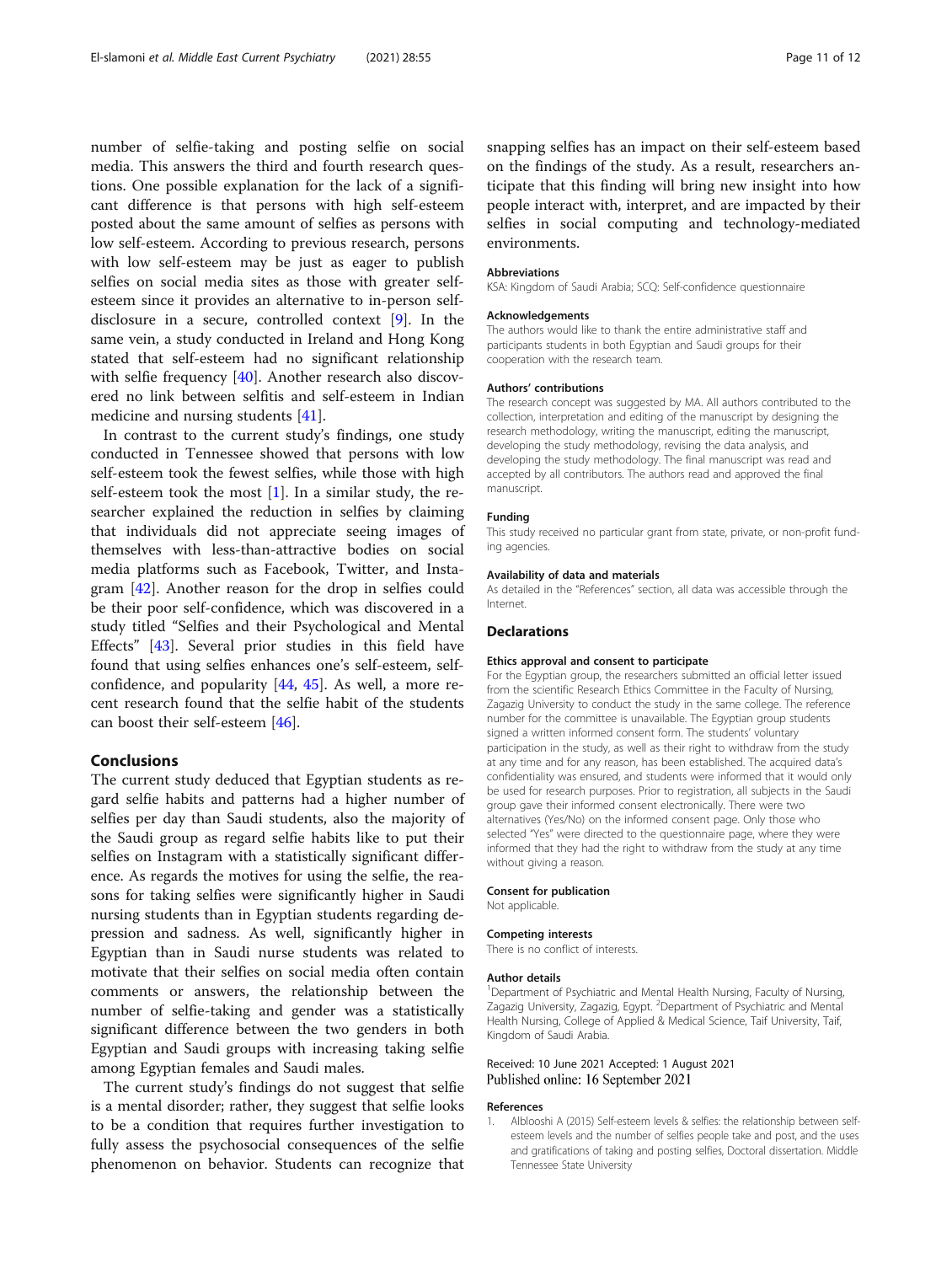number of selfie-taking and posting selfie on social media. This answers the third and fourth research questions. One possible explanation for the lack of a significant difference is that persons with high self-esteem posted about the same amount of selfies as persons with low self-esteem. According to previous research, persons with low self-esteem may be just as eager to publish selfies on social media sites as those with greater self-esteem since it provides an alternative to in-person self-disclosure in a secure, controlled context [9]. In the same vein, a study conducted in Ireland and Hong Kong stated that self-esteem had no significant relationship with selfie frequency [40]. Another research also discovered no link between selfitis and self-esteem in Indian medicine and nursing students [41].

In contrast to the current study's findings, one study conducted in Tennessee showed that persons with low self-esteem took the fewest selfies, while those with high self-esteem took the most [1]. In a similar study, the researcher explained the reduction in selfies by claiming that individuals did not appreciate seeing images of themselves with less-than-attractive bodies on social media platforms such as Facebook, Twitter, and Instagram [42]. Another reason for the drop in selfies could be their poor self-confidence, which was discovered in a study titled "Selfies and their Psychological and Mental Effects" [43]. Several prior studies in this field have found that using selfies enhances one's self-esteem, self-confidence, and popularity [44, 45]. As well, a more recent research found that the selfie habit of the students can boost their self-esteem [46].

## Conclusions

The current study deduced that Egyptian students as regard selfie habits and patterns had a higher number of selfies per day than Saudi students, also the majority of the Saudi group as regard selfie habits like to put their selfies on Instagram with a statistically significant difference. As regards the motives for using the selfie, the reasons for taking selfies were significantly higher in Saudi nursing students than in Egyptian students regarding depression and sadness. As well, significantly higher in Egyptian than in Saudi nurse students was related to motivate that their selfies on social media often contain comments or answers, the relationship between the number of selfie-taking and gender was a statistically significant difference between the two genders in both Egyptian and Saudi groups with increasing taking selfie among Egyptian females and Saudi males.

The current study's findings do not suggest that selfie is a mental disorder; rather, they suggest that selfie looks to be a condition that requires further investigation to fully assess the psychosocial consequences of the selfie phenomenon on behavior. Students can recognize that snapping selfies has an impact on their self-esteem based on the findings of the study. As a result, researchers anticipate that this finding will bring new insight into how people interact with, interpret, and are impacted by their selfies in social computing and technology-mediated environments.

### Abbreviations

KSA: Kingdom of Saudi Arabia; SCQ: Self-confidence questionnaire

### Acknowledgements

The authors would like to thank the entire administrative staff and participants students in both Egyptian and Saudi groups for their cooperation with the research team.

### Authors' contributions

The research concept was suggested by MA. All authors contributed to the collection, interpretation and editing of the manuscript by designing the research methodology, writing the manuscript, editing the manuscript, developing the study methodology, revising the data analysis, and developing the study methodology. The final manuscript was read and accepted by all contributors. The authors read and approved the final manuscript.

### Funding

This study received no particular grant from state, private, or non-profit funding agencies.

### Availability of data and materials

As detailed in the "References" section, all data was accessible through the Internet.

## Declarations

### Ethics approval and consent to participate

For the Egyptian group, the researchers submitted an official letter issued from the scientific Research Ethics Committee in the Faculty of Nursing, Zagazig University to conduct the study in the same college. The reference number for the committee is unavailable. The Egyptian group students signed a written informed consent form. The students' voluntary participation in the study, as well as their right to withdraw from the study at any time and for any reason, has been established. The acquired data's confidentiality was ensured, and students were informed that it would only be used for research purposes. Prior to registration, all subjects in the Saudi group gave their informed consent electronically. There were two alternatives (Yes/No) on the informed consent page. Only those who selected "Yes" were directed to the questionnaire page, where they were informed that they had the right to withdraw from the study at any time without giving a reason.

### Consent for publication

Not applicable.

### Competing interests

There is no conflict of interests.

### Author details

[1]Department of Psychiatric and Mental Health Nursing, Faculty of Nursing, Zagazig University, Zagazig, Egypt. [2]Department of Psychiatric and Mental Health Nursing, College of Applied & Medical Science, Taif University, Taif, Kingdom of Saudi Arabia.

Received: 10 June 2021 Accepted: 1 August 2021
Published online: 16 September 2021

### References

1. Alblooshi A (2015) Self-esteem levels & selfies: the relationship between self-esteem levels and the number of selfies people take and post, and the uses and gratifications of taking and posting selfies, Doctoral dissertation. Middle Tennessee State University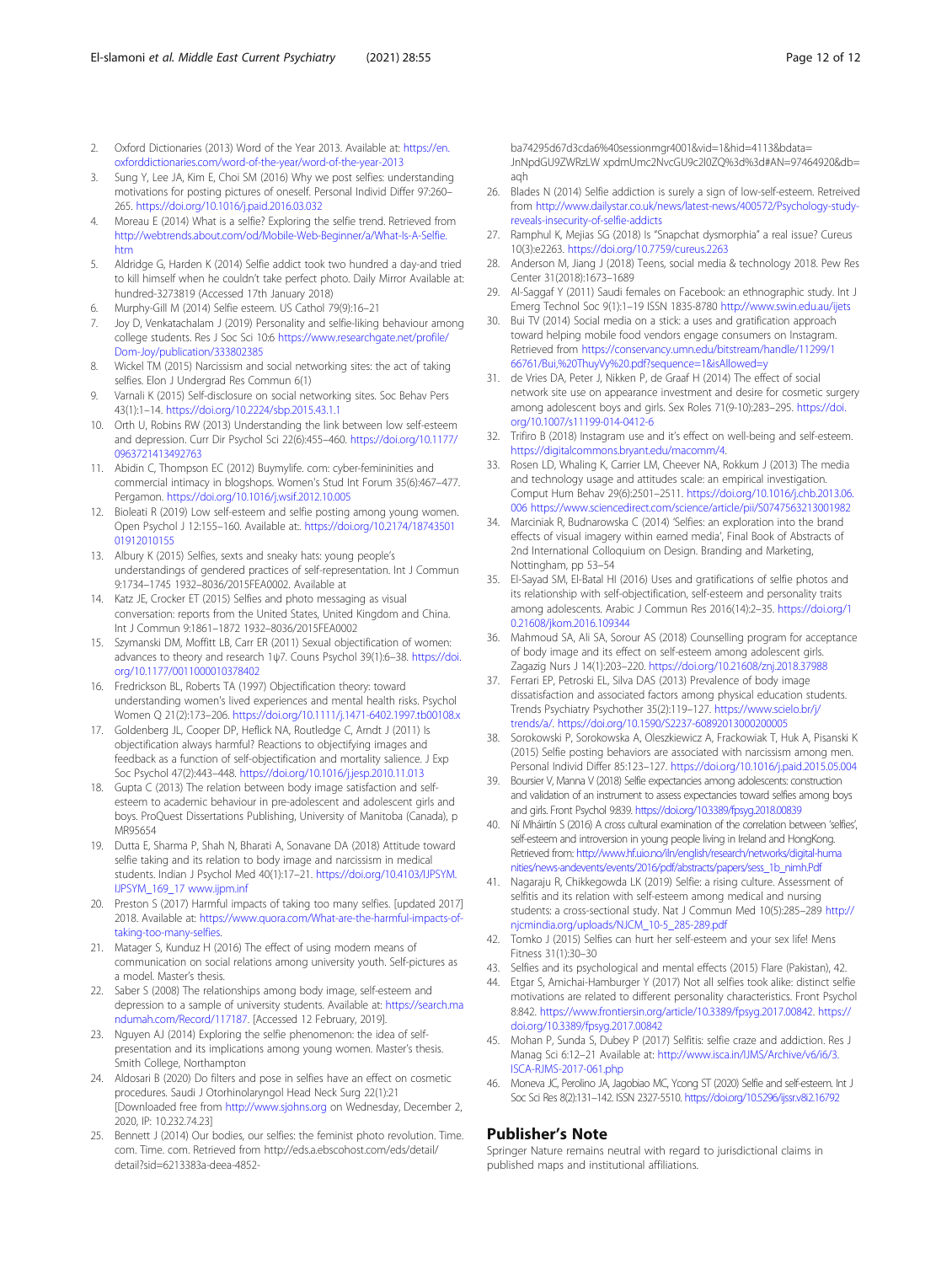2. Oxford Dictionaries (2013) Word of the Year 2013. Available at: https://en.oxforddictionaries.com/word-of-the-year/word-of-the-year-2013
3. Sung Y, Lee JA, Kim E, Choi SM (2016) Why we post selfies: understanding motivations for posting pictures of oneself. Personal Individ Differ 97:260–265. https://doi.org/10.1016/j.paid.2016.03.032
4. Moreau E (2014) What is a selfie? Exploring the selfie trend. Retrieved from http://webtrends.about.com/od/Mobile-Web-Beginner/a/What-Is-A-Selfie.htm
5. Aldridge G, Harden K (2014) Selfie addict took two hundred a day-and tried to kill himself when he couldn't take perfect photo. Daily Mirror Available at: hundred-3273819 (Accessed 17th January 2018)
6. Murphy-Gill M (2014) Selfie esteem. US Cathol 79(9):16–21
7. Joy D, Venkatachalam J (2019) Personality and selfie-liking behaviour among college students. Res J Soc Sci 10:6 https://www.researchgate.net/profile/Dom-Joy/publication/333802385
8. Wickel TM (2015) Narcissism and social networking sites: the act of taking selfies. Elon J Undergrad Res Commun 6(1)
9. Varnali K (2015) Self-disclosure on social networking sites. Soc Behav Pers 43(1):1–14. https://doi.org/10.2224/sbp.2015.43.1.1
10. Orth U, Robins RW (2013) Understanding the link between low self-esteem and depression. Curr Dir Psychol Sci 22(6):455–460. https://doi.org/10.1177/0963721413492763
11. Abidin C, Thompson EC (2012) Buymylife. com: cyber-femininities and commercial intimacy in blogshops. Women's Stud Int Forum 35(6):467–477. Pergamon. https://doi.org/10.1016/j.wsif.2012.10.005
12. Bioleati R (2019) Low self-esteem and selfie posting among young women. Open Psychol J 12:155–160. Available at:. https://doi.org/10.2174/1874350101912010155
13. Albury K (2015) Selfies, sexts and sneaky hats: young people's understandings of gendered practices of self-representation. Int J Commun 9:1734–1745 1932–8036/2015FEA0002. Available at
14. Katz JE, Crocker ET (2015) Selfies and photo messaging as visual conversation: reports from the United States, United Kingdom and China. Int J Commun 9:1861–1872 1932–8036/2015FEA0002
15. Szymanski DM, Moffitt LB, Carr ER (2011) Sexual objectification of women: advances to theory and research 1ψ7. Couns Psychol 39(1):6–38. https://doi.org/10.1177/0011000010378402
16. Fredrickson BL, Roberts TA (1997) Objectification theory: toward understanding women's lived experiences and mental health risks. Psychol Women Q 21(2):173–206. https://doi.org/10.1111/j.1471-6402.1997.tb00108.x
17. Goldenberg JL, Cooper DP, Heflick NA, Routledge C, Arndt J (2011) Is objectification always harmful? Reactions to objectifying images and feedback as a function of self-objectification and mortality salience. J Exp Soc Psychol 47(2):443–448. https://doi.org/10.1016/j.jesp.2010.11.013
18. Gupta C (2013) The relation between body image satisfaction and self-esteem to academic behaviour in pre-adolescent and adolescent girls and boys. ProQuest Dissertations Publishing, University of Manitoba (Canada), p MR95654
19. Dutta E, Sharma P, Shah N, Bharati A, Sonavane DA (2018) Attitude toward selfie taking and its relation to body image and narcissism in medical students. Indian J Psychol Med 40(1):17–21. https://doi.org/10.4103/IJPSYM.IJPSYM_169_17 www.ijpm.inf
20. Preston S (2017) Harmful impacts of taking too many selfies. [updated 2017] 2018. Available at: https://www.quora.com/What-are-the-harmful-impacts-of-taking-too-many-selfies.
21. Matager S, Kunduz H (2016) The effect of using modern means of communication on social relations among university youth. Self-pictures as a model. Master's thesis.
22. Saber S (2008) The relationships among body image, self-esteem and depression to a sample of university students. Available at: https://search.mandumah.com/Record/117187. [Accessed 12 February, 2019].
23. Nguyen AJ (2014) Exploring the selfie phenomenon: the idea of self-presentation and its implications among young women. Master's thesis. Smith College, Northampton
24. Aldosari B (2020) Do filters and pose in selfies have an effect on cosmetic procedures. Saudi J Otorhinolaryngol Head Neck Surg 22(1):21 [Downloaded free from http://www.sjohns.org on Wednesday, December 2, 2020, IP: 10.232.74.23]
25. Bennett J (2014) Our bodies, our selfies: the feminist photo revolution. Time. com. Time. com. Retrieved from http://eds.a.ebscohost.com/eds/detail/detail?sid=6213383a-deea-4852-ba74295d67d3cda6%40sessionmgr4001&vid=1&hid=4113&bdata=JnNpdGU9ZWRzLW xpdmUmc2NvcGU9c2l0ZQ%3d%3d#AN=97464920&db=aqh
26. Blades N (2014) Selfie addiction is surely a sign of low-self-esteem. Retreived from http://www.dailystar.co.uk/news/latest-news/400572/Psychology-study-reveals-insecurity-of-selfie-addicts
27. Ramphul K, Mejias SG (2018) Is "Snapchat dysmorphia" a real issue? Cureus 10(3):e2263. https://doi.org/10.7759/cureus.2263
28. Anderson M, Jiang J (2018) Teens, social media & technology 2018. Pew Res Center 31(2018):1673–1689
29. Al-Saggaf Y (2011) Saudi females on Facebook: an ethnographic study. Int J Emerg Technol Soc 9(1):1–19 ISSN 1835-8780 http://www.swin.edu.au/ijets
30. Bui TV (2014) Social media on a stick: a uses and gratification approach toward helping mobile food vendors engage consumers on Instagram. Retrieved from https://conservancy.umn.edu/bitstream/handle/11299/166761/Bui,%20ThuyVy%20.pdf?sequence=1&isAllowed=y
31. de Vries DA, Peter J, Nikken P, de Graaf H (2014) The effect of social network site use on appearance investment and desire for cosmetic surgery among adolescent boys and girls. Sex Roles 71(9-10):283–295. https://doi.org/10.1007/s11199-014-0412-6
32. Trifiro B (2018) Instagram use and it's effect on well-being and self-esteem. https://digitalcommons.bryant.edu/macomm/4.
33. Rosen LD, Whaling K, Carrier LM, Cheever NA, Rokkum J (2013) The media and technology usage and attitudes scale: an empirical investigation. Comput Hum Behav 29(6):2501–2511. https://doi.org/10.1016/j.chb.2013.06.006 https://www.sciencedirect.com/science/article/pii/S0747563213001982
34. Marciniak R, Budnarowska C (2014) 'Selfies: an exploration into the brand effects of visual imagery within earned media', Final Book of Abstracts of 2nd International Colloquium on Design. Branding and Marketing, Nottingham, pp 53–54
35. El-Sayad SM, El-Batal HI (2016) Uses and gratifications of selfie photos and its relationship with self-objectification, self-esteem and personality traits among adolescents. Arabic J Commun Res 2016(14):2–35. https://doi.org/10.21608/jkom.2016.109344
36. Mahmoud SA, Ali SA, Sorour AS (2018) Counselling program for acceptance of body image and its effect on self-esteem among adolescent girls. Zagazig Nurs J 14(1):203–220. https://doi.org/10.21608/znj.2018.37988
37. Ferrari EP, Petroski EL, Silva DAS (2013) Prevalence of body image dissatisfaction and associated factors among physical education students. Trends Psychiatry Psychother 35(2):119–127. https://www.scielo.br/j/trends/a/. https://doi.org/10.1590/S2237-60892013000200005
38. Sorokowski P, Sorokowska A, Oleszkiewicz A, Frackowiak T, Huk A, Pisanski K (2015) Selfie posting behaviors are associated with narcissism among men. Personal Individ Differ 85:123–127. https://doi.org/10.1016/j.paid.2015.05.004
39. Boursier V, Manna V (2018) Selfie expectancies among adolescents: construction and validation of an instrument to assess expectancies toward selfies among boys and girls. Front Psychol 9:839. https://doi.org/10.3389/fpsyg.2018.00839
40. Ní Mháirtín S (2016) A cross cultural examination of the correlation between 'selfies', self-esteem and introversion in young people living in Ireland and HongKong. Retrieved from: http://www.hf.uio.no/lln/english/research/networks/digital-humanities/news-andevents/events/2016/pdf/abstracts/papers/sess_1b_nimh.Pdf
41. Nagaraju R, Chikkegowda LK (2019) Selfie: a rising culture. Assessment of selfitis and its relation with self-esteem among medical and nursing students: a cross-sectional study. Nat J Commun Med 10(5):285–289 http://njcmindia.org/uploads/NJCM_10-5_285-289.pdf
42. Tomko J (2015) Selfies can hurt her self-esteem and your sex life! Mens Fitness 31(1):30–30
43. Selfies and its psychological and mental effects (2015) Flare (Pakistan), 42.
44. Etgar S, Amichai-Hamburger Y (2017) Not all selfies took alike: distinct selfie motivations are related to different personality characteristics. Front Psychol 8:842. https://www.frontiersin.org/article/10.3389/fpsyg.2017.00842. https://doi.org/10.3389/fpsyg.2017.00842
45. Mohan P, Sunda S, Dubey P (2017) Selfitis: selfie craze and addiction. Res J Manag Sci 6:12–21 Available at: http://www.isca.in/IJMS/Archive/v6/i6/3.ISCA-RJMS-2017-061.php
46. Moneva JC, Perolino JA, Jagobiao MC, Ycong ST (2020) Selfie and self-esteem. Int J Soc Sci Res 8(2):131–142. ISSN 2327-5510. https://doi.org/10.5296/ijssr.v8i2.16792

## Publisher's Note

Springer Nature remains neutral with regard to jurisdictional claims in published maps and institutional affiliations.